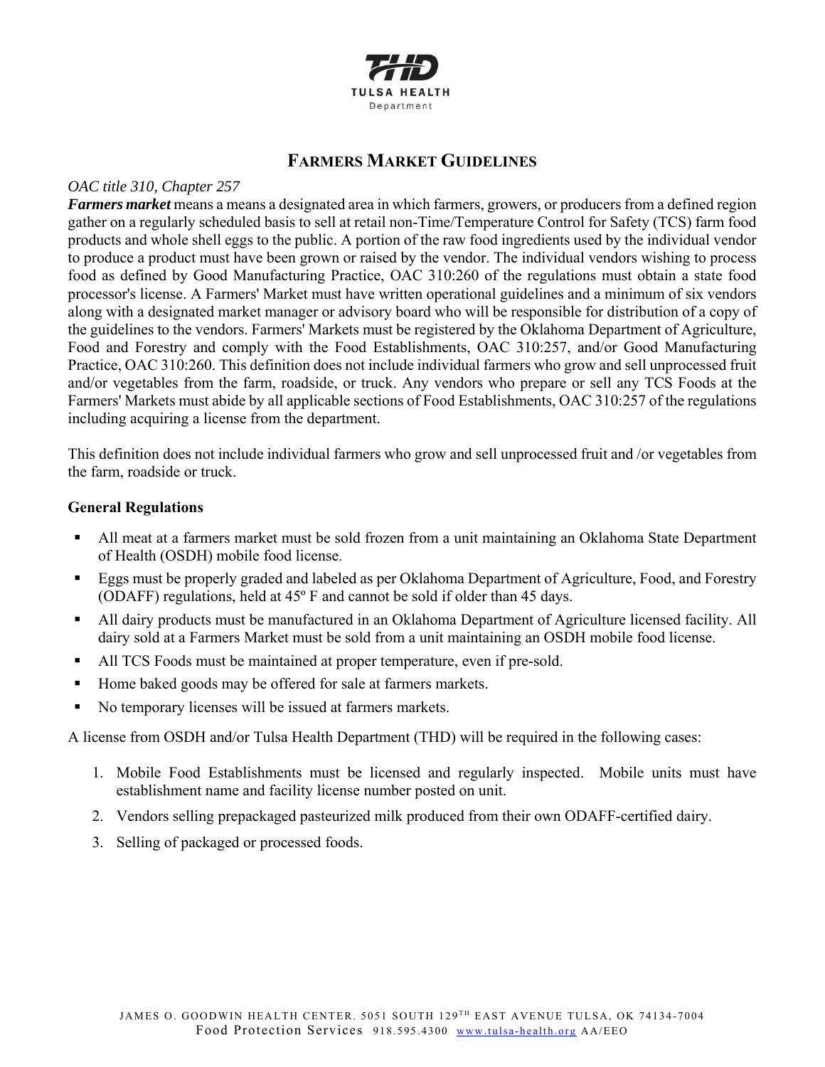# FARMERS MARKET GUIDELINES

*OAC title 310, Chapter 257*

***Farmers market*** means a means a designated area in which farmers, growers, or producers from a defined region gather on a regularly scheduled basis to sell at retail non-Time/Temperature Control for Safety (TCS) farm food products and whole shell eggs to the public. A portion of the raw food ingredients used by the individual vendor to produce a product must have been grown or raised by the vendor. The individual vendors wishing to process food as defined by Good Manufacturing Practice, OAC 310:260 of the regulations must obtain a state food processor's license. A Farmers' Market must have written operational guidelines and a minimum of six vendors along with a designated market manager or advisory board who will be responsible for distribution of a copy of the guidelines to the vendors. Farmers' Markets must be registered by the Oklahoma Department of Agriculture, Food and Forestry and comply with the Food Establishments, OAC 310:257, and/or Good Manufacturing Practice, OAC 310:260. This definition does not include individual farmers who grow and sell unprocessed fruit and/or vegetables from the farm, roadside, or truck. Any vendors who prepare or sell any TCS Foods at the Farmers' Markets must abide by all applicable sections of Food Establishments, OAC 310:257 of the regulations including acquiring a license from the department.

This definition does not include individual farmers who grow and sell unprocessed fruit and /or vegetables from the farm, roadside or truck.

**General Regulations**

- All meat at a farmers market must be sold frozen from a unit maintaining an Oklahoma State Department of Health (OSDH) mobile food license.
- Eggs must be properly graded and labeled as per Oklahoma Department of Agriculture, Food, and Forestry (ODAFF) regulations, held at 45º F and cannot be sold if older than 45 days.
- All dairy products must be manufactured in an Oklahoma Department of Agriculture licensed facility. All dairy sold at a Farmers Market must be sold from a unit maintaining an OSDH mobile food license.
- All TCS Foods must be maintained at proper temperature, even if pre-sold.
- Home baked goods may be offered for sale at farmers markets.
- No temporary licenses will be issued at farmers markets.

A license from OSDH and/or Tulsa Health Department (THD) will be required in the following cases:

1. Mobile Food Establishments must be licensed and regularly inspected. Mobile units must have establishment name and facility license number posted on unit.
2. Vendors selling prepackaged pasteurized milk produced from their own ODAFF-certified dairy.
3. Selling of packaged or processed foods.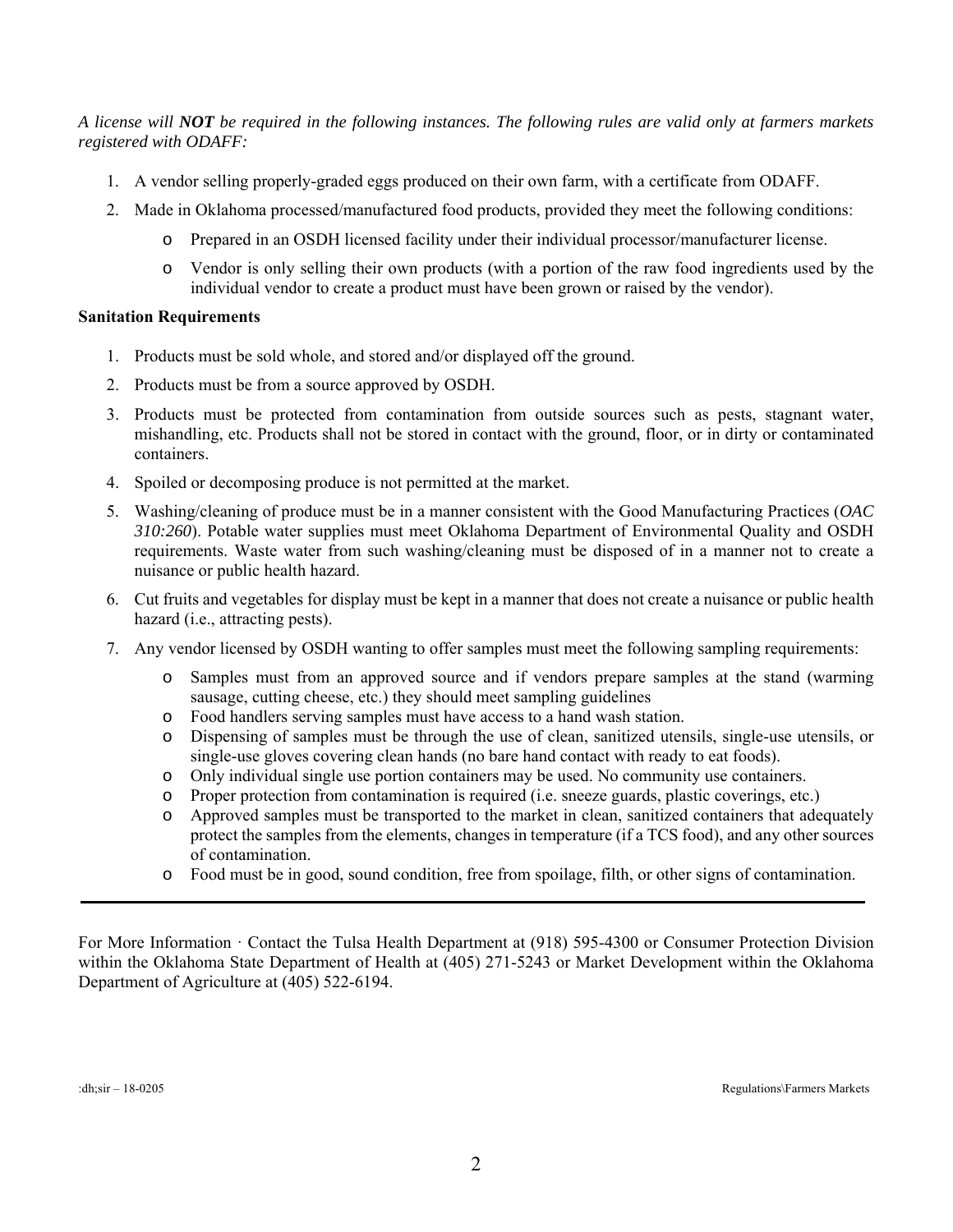*A license will **NOT** be required in the following instances. The following rules are valid only at farmers markets registered with ODAFF:*

1. A vendor selling properly-graded eggs produced on their own farm, with a certificate from ODAFF.
2. Made in Oklahoma processed/manufactured food products, provided they meet the following conditions:
   - Prepared in an OSDH licensed facility under their individual processor/manufacturer license.
   - Vendor is only selling their own products (with a portion of the raw food ingredients used by the individual vendor to create a product must have been grown or raised by the vendor).

**Sanitation Requirements**

1. Products must be sold whole, and stored and/or displayed off the ground.
2. Products must be from a source approved by OSDH.
3. Products must be protected from contamination from outside sources such as pests, stagnant water, mishandling, etc. Products shall not be stored in contact with the ground, floor, or in dirty or contaminated containers.
4. Spoiled or decomposing produce is not permitted at the market.
5. Washing/cleaning of produce must be in a manner consistent with the Good Manufacturing Practices (*OAC 310:260*). Potable water supplies must meet Oklahoma Department of Environmental Quality and OSDH requirements. Waste water from such washing/cleaning must be disposed of in a manner not to create a nuisance or public health hazard.
6. Cut fruits and vegetables for display must be kept in a manner that does not create a nuisance or public health hazard (i.e., attracting pests).
7. Any vendor licensed by OSDH wanting to offer samples must meet the following sampling requirements:
   - Samples must from an approved source and if vendors prepare samples at the stand (warming sausage, cutting cheese, etc.) they should meet sampling guidelines
   - Food handlers serving samples must have access to a hand wash station.
   - Dispensing of samples must be through the use of clean, sanitized utensils, single-use utensils, or single-use gloves covering clean hands (no bare hand contact with ready to eat foods).
   - Only individual single use portion containers may be used. No community use containers.
   - Proper protection from contamination is required (i.e. sneeze guards, plastic coverings, etc.)
   - Approved samples must be transported to the market in clean, sanitized containers that adequately protect the samples from the elements, changes in temperature (if a TCS food), and any other sources of contamination.
   - Food must be in good, sound condition, free from spoilage, filth, or other signs of contamination.

---

For More Information · Contact the Tulsa Health Department at (918) 595-4300 or Consumer Protection Division within the Oklahoma State Department of Health at (405) 271-5243 or Market Development within the Oklahoma Department of Agriculture at (405) 522-6194.

:dh;sir – 18-0205 Regulations\Farmers Markets